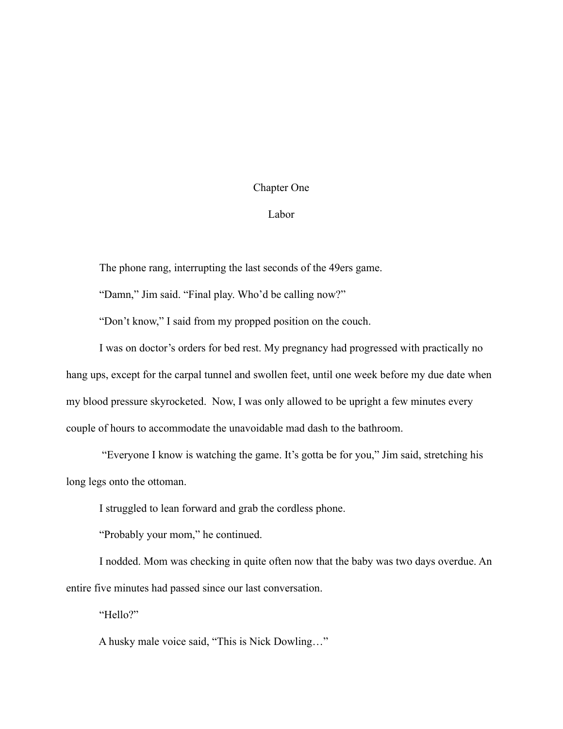# Chapter One

## Labor

The phone rang, interrupting the last seconds of the 49ers game.

"Damn," Jim said. "Final play. Who'd be calling now?"

"Don't know," I said from my propped position on the couch.

I was on doctor's orders for bed rest. My pregnancy had progressed with practically no hang ups, except for the carpal tunnel and swollen feet, until one week before my due date when my blood pressure skyrocketed. Now, I was only allowed to be upright a few minutes every couple of hours to accommodate the unavoidable mad dash to the bathroom.

"Everyone I know is watching the game. It's gotta be for you," Jim said, stretching his long legs onto the ottoman.

I struggled to lean forward and grab the cordless phone.

"Probably your mom," he continued.

I nodded. Mom was checking in quite often now that the baby was two days overdue. An entire five minutes had passed since our last conversation.

"Hello?"

A husky male voice said, "This is Nick Dowling…"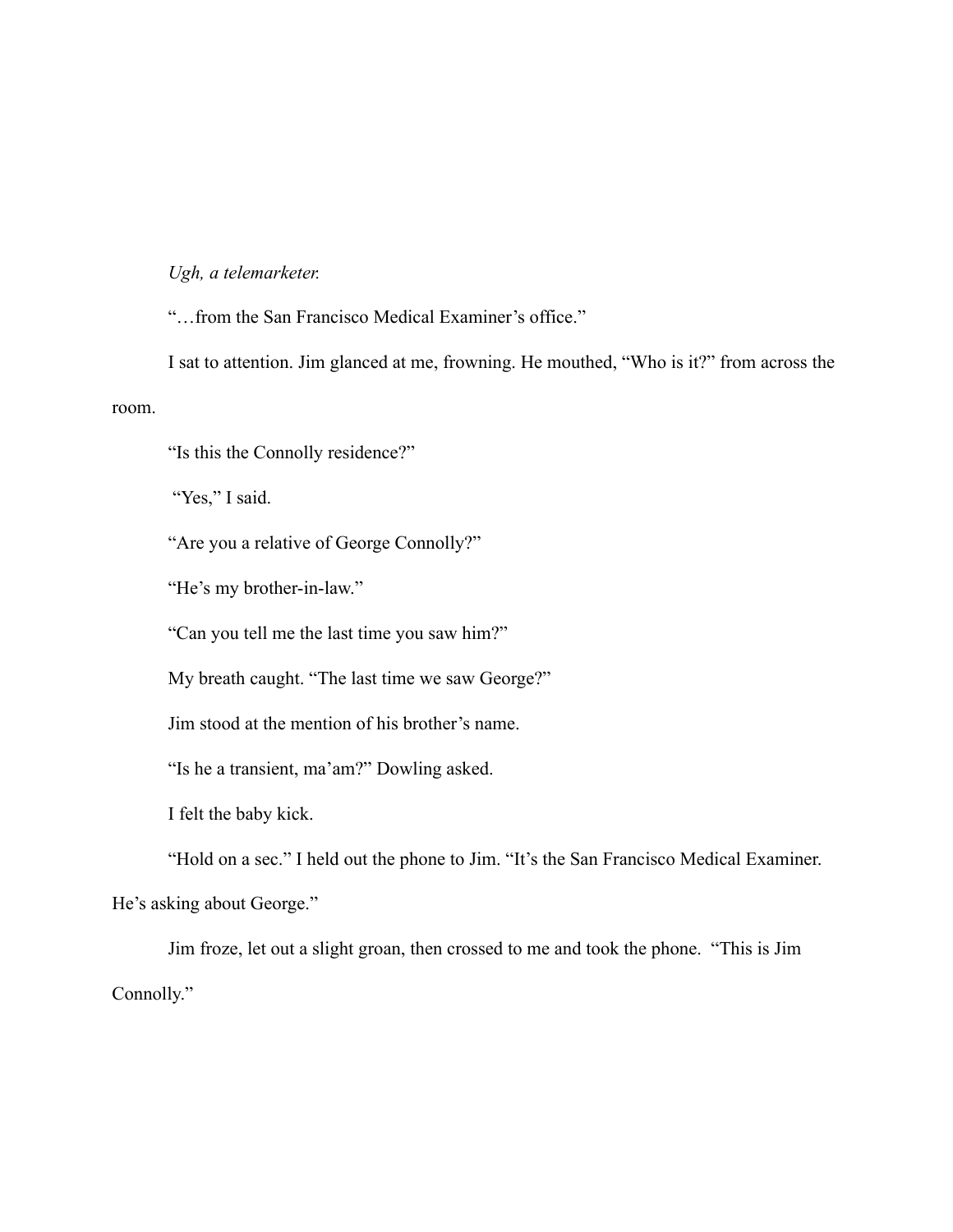*Ugh, a telemarketer.*

"…from the San Francisco Medical Examiner's office."

I sat to attention. Jim glanced at me, frowning. He mouthed, "Who is it?" from across the room.

"Is this the Connolly residence?"

"Yes," I said.

"Are you a relative of George Connolly?"

"He's my brother-in-law."

"Can you tell me the last time you saw him?"

My breath caught. "The last time we saw George?"

Jim stood at the mention of his brother's name.

"Is he a transient, ma'am?" Dowling asked.

I felt the baby kick.

"Hold on a sec." I held out the phone to Jim. "It's the San Francisco Medical Examiner. He's asking about George."

Jim froze, let out a slight groan, then crossed to me and took the phone. "This is Jim Connolly."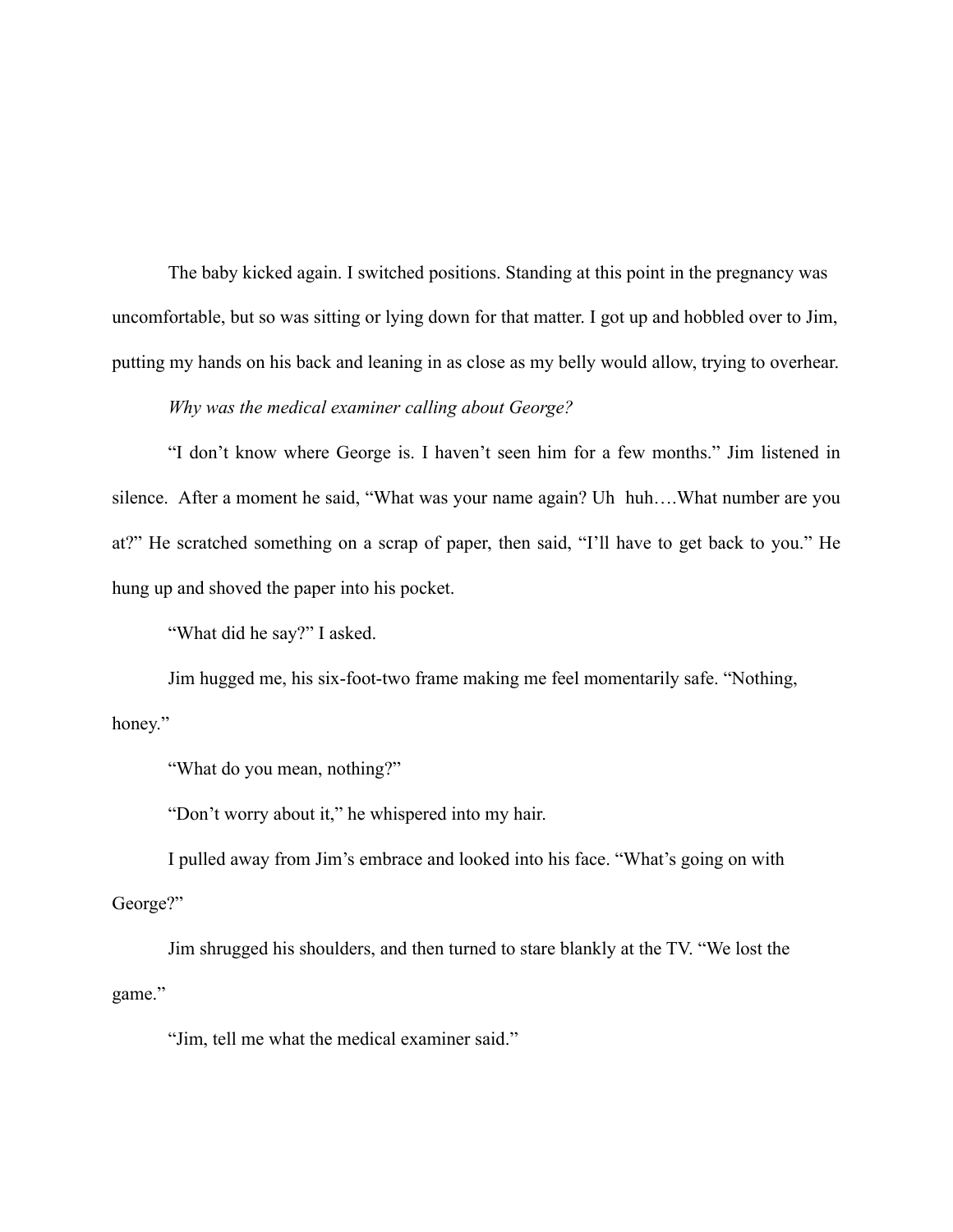The baby kicked again. I switched positions. Standing at this point in the pregnancy was uncomfortable, but so was sitting or lying down for that matter. I got up and hobbled over to Jim, putting my hands on his back and leaning in as close as my belly would allow, trying to overhear.

*Why was the medical examiner calling about George?*

"I don't know where George is. I haven't seen him for a few months." Jim listened in silence. After a moment he said, "What was your name again? Uh huh….What number are you at?" He scratched something on a scrap of paper, then said, "I'll have to get back to you." He hung up and shoved the paper into his pocket.

"What did he say?" I asked.

Jim hugged me, his six-foot-two frame making me feel momentarily safe. "Nothing, honey."

"What do you mean, nothing?"

"Don't worry about it," he whispered into my hair.

I pulled away from Jim's embrace and looked into his face. "What's going on with George?"

Jim shrugged his shoulders, and then turned to stare blankly at the TV. "We lost the game."

"Jim, tell me what the medical examiner said."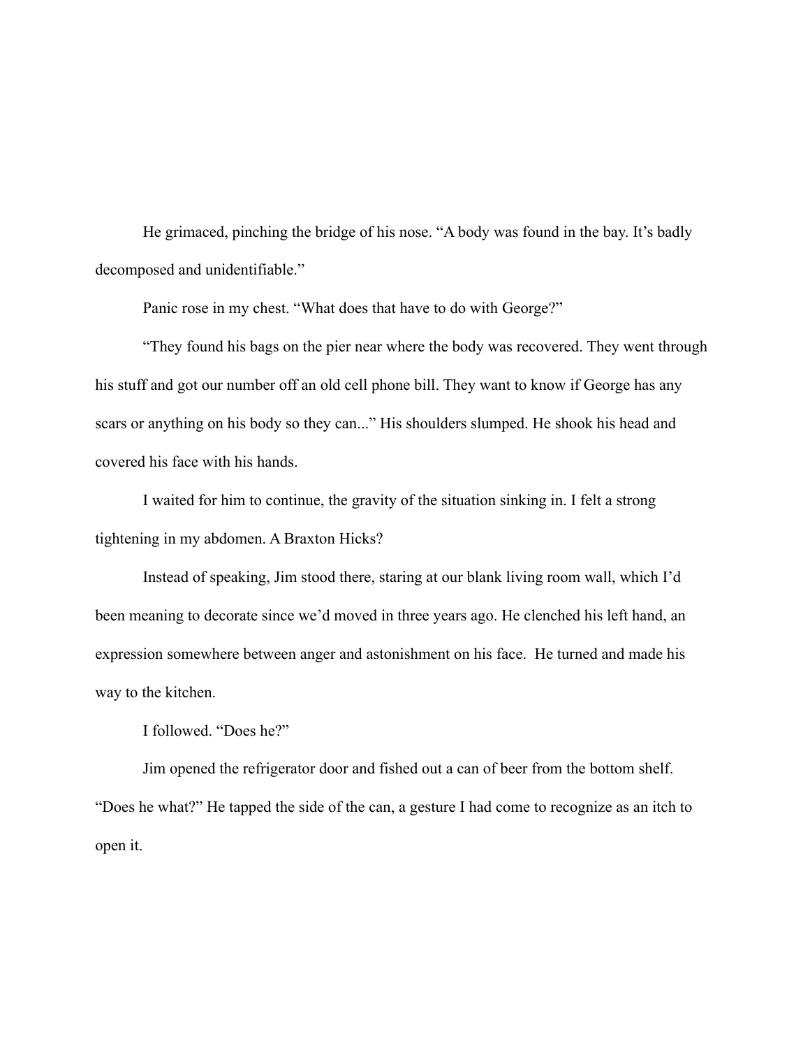He grimaced, pinching the bridge of his nose. “A body was found in the bay. It’s badly decomposed and unidentifiable.”

Panic rose in my chest. “What does that have to do with George?”

“They found his bags on the pier near where the body was recovered. They went through his stuff and got our number off an old cell phone bill. They want to know if George has any scars or anything on his body so they can...” His shoulders slumped. He shook his head and covered his face with his hands.

I waited for him to continue, the gravity of the situation sinking in. I felt a strong tightening in my abdomen. A Braxton Hicks?

Instead of speaking, Jim stood there, staring at our blank living room wall, which I’d been meaning to decorate since we’d moved in three years ago. He clenched his left hand, an expression somewhere between anger and astonishment on his face. He turned and made his way to the kitchen.

I followed. “Does he?”

Jim opened the refrigerator door and fished out a can of beer from the bottom shelf. “Does he what?” He tapped the side of the can, a gesture I had come to recognize as an itch to open it.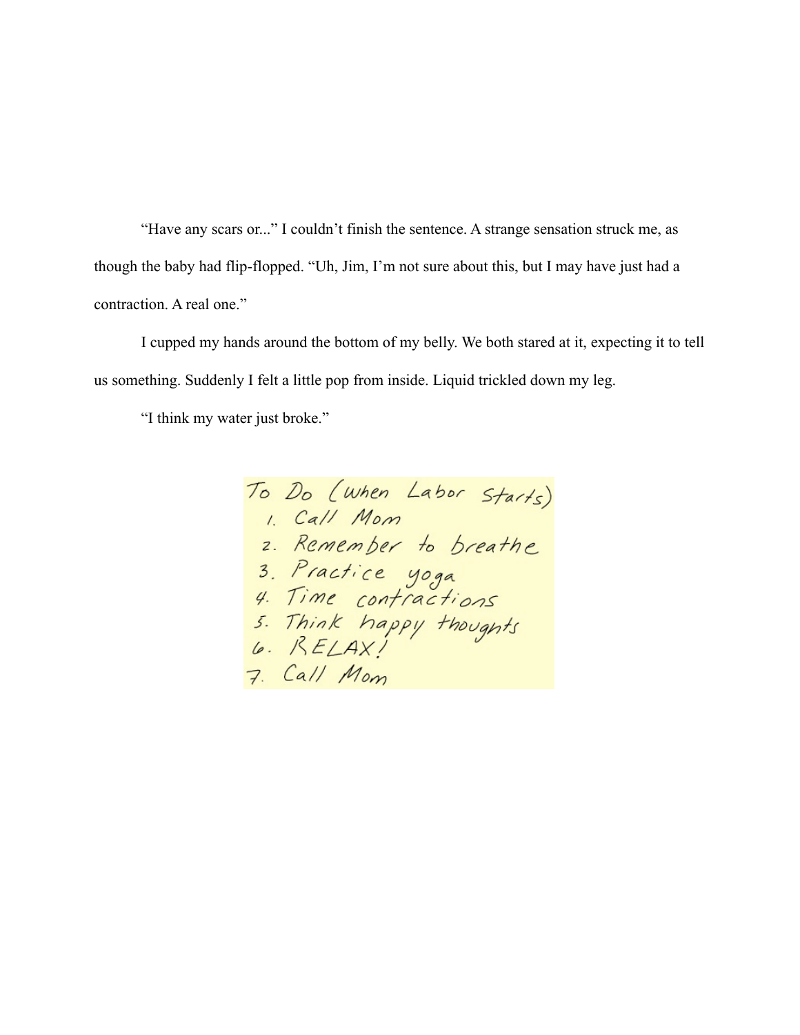"Have any scars or..." I couldn't finish the sentence. A strange sensation struck me, as though the baby had flip-flopped. "Uh, Jim, I'm not sure about this, but I may have just had a contraction. A real one."

I cupped my hands around the bottom of my belly. We both stared at it, expecting it to tell us something. Suddenly I felt a little pop from inside. Liquid trickled down my leg.

"I think my water just broke."

To Do (when Labor starts)

1. Call Mom
2. Remember to breathe
3. Practice yoga
4. Time contractions
5. Think happy thoughts
6. RELAX!
7. Call Mom